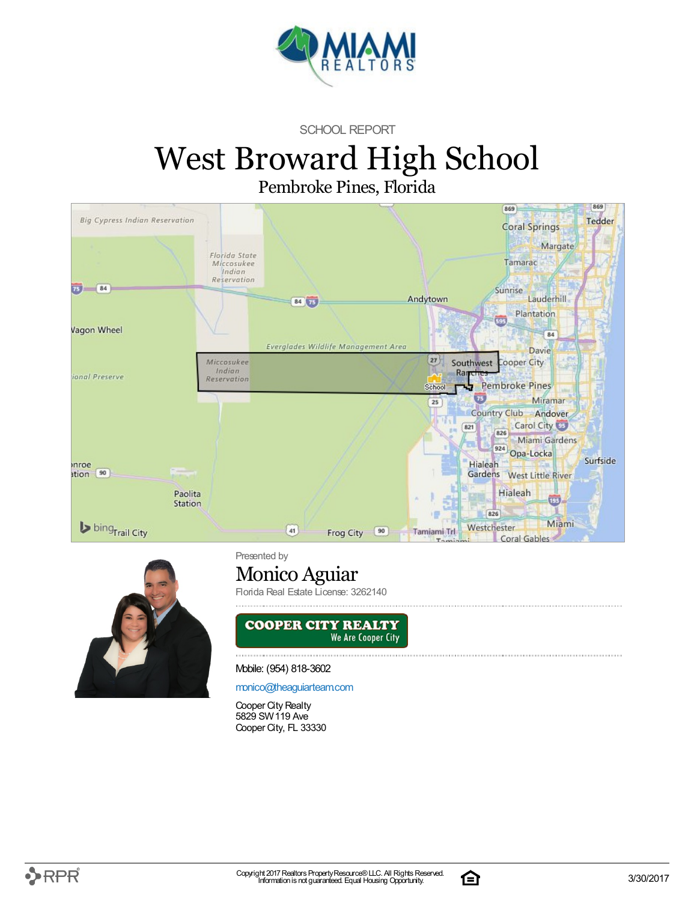SCHOOL REPORT

# West Broward High School

## Pembroke Pines, Florida

Presented by

## Monico Aguiar

Florida Real Estate License: 3262140

Mobile: (954) 818-3602

monico@theaguiarteam.com

Cooper City Realty
5829 SW 119 Ave
Cooper City, FL 33330

Copyright 2017 Realtors Property Resource® LLC. All Rights Reserved.
Information is not guaranteed. Equal Housing Opportunity.

3/30/2017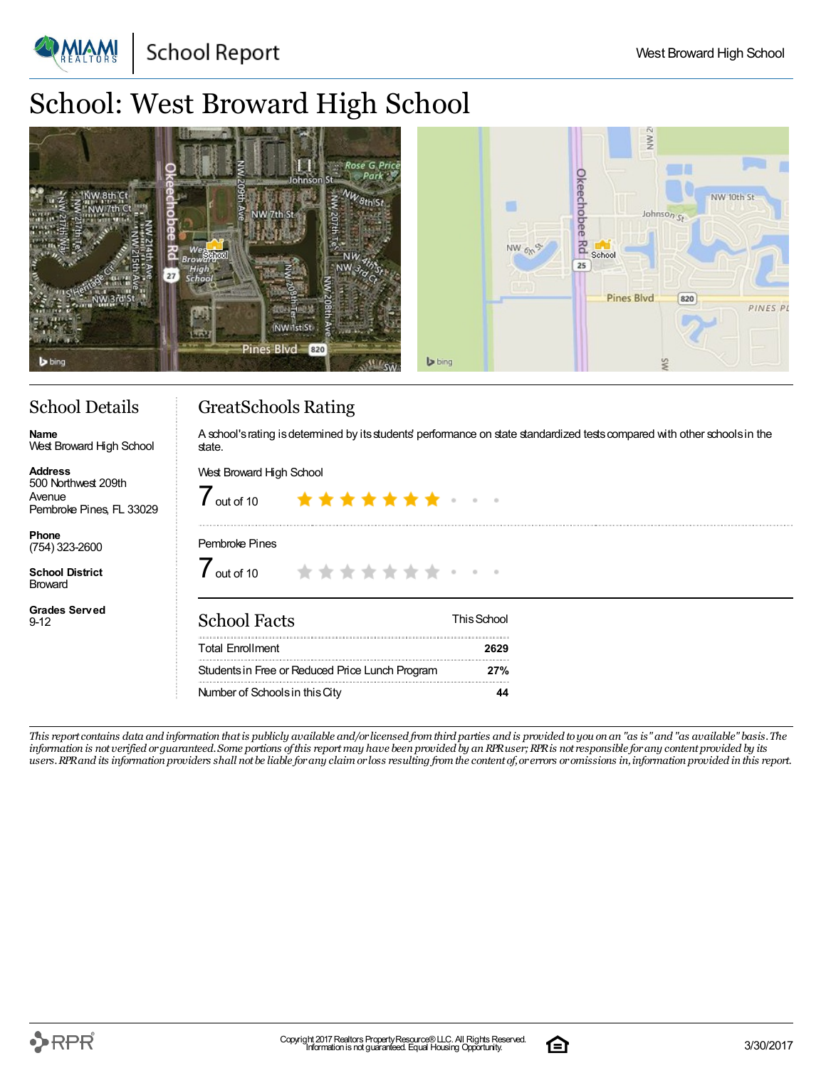# School: West Broward High School

## School Details

**Name**
West Broward High School

**Address**
500 Northwest 209th Avenue
Pembroke Pines, FL 33029

**Phone**
(754) 323-2600

**School District**
Broward

**Grades Served**
9-12

## GreatSchools Rating

A school's rating is determined by its students' performance on state standardized tests compared with other schools in the state.

West Broward High School

7 out of 10

Pembroke Pines

7 out of 10

## School Facts

| | This School |
|---|---|
| Total Enrollment | 2629 |
| Students in Free or Reduced Price Lunch Program | 27% |
| Number of Schools in this City | 44 |

*This report contains data and information that is publicly available and/or licensed from third parties and is provided to you on an "as is" and "as available" basis. The information is not verified or guaranteed. Some portions of this report may have been provided by an RPR user; RPR is not responsible for any content provided by its users. RPR and its information providers shall not be liable for any claim or loss resulting from the content of, or errors or omissions in, information provided in this report.*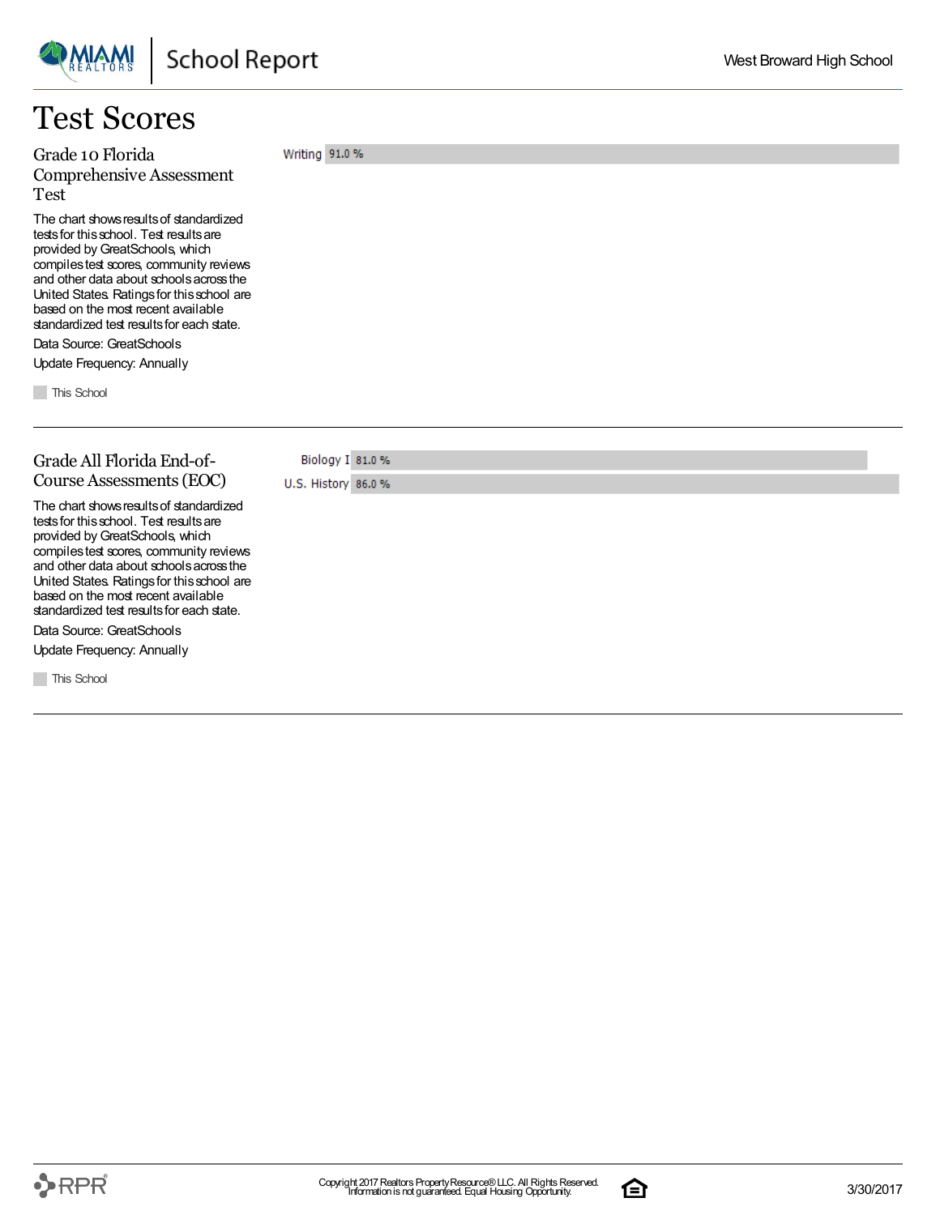# Test Scores

## Grade 10 Florida Comprehensive Assessment Test

The chart shows results of standardized tests for this school. Test results are provided by GreatSchools, which compiles test scores, community reviews and other data about schools across the United States. Ratings for this school are based on the most recent available standardized test results for each state.

Data Source: GreatSchools

Update Frequency: Annually

| Test | This School |
|---|---|
| Writing | 91.0 % |

## Grade All Florida End-of-Course Assessments (EOC)

The chart shows results of standardized tests for this school. Test results are provided by GreatSchools, which compiles test scores, community reviews and other data about schools across the United States. Ratings for this school are based on the most recent available standardized test results for each state.

Data Source: GreatSchools

Update Frequency: Annually

| Test | This School |
|---|---|
| Biology I | 81.0 % |
| U.S. History | 86.0 % |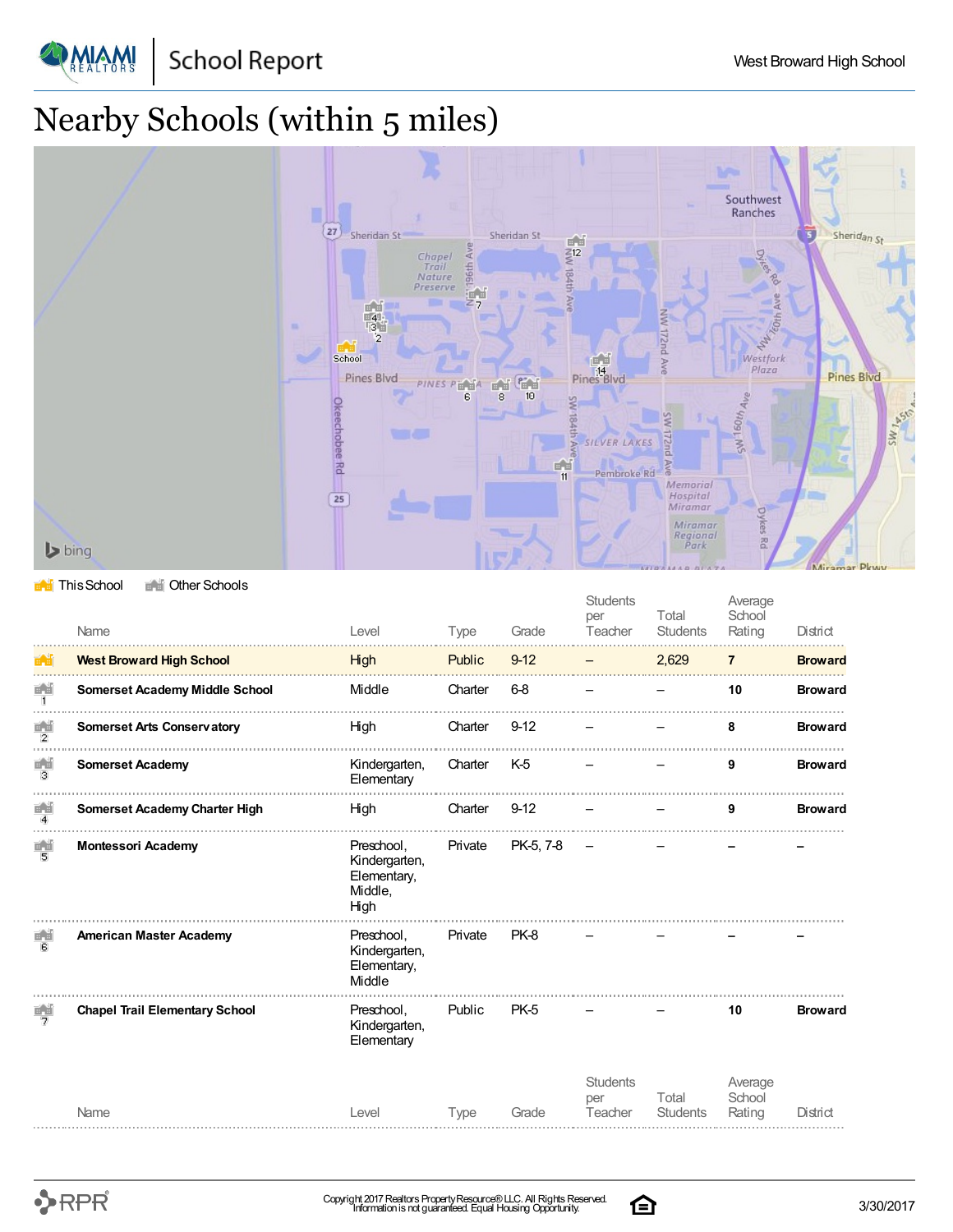# Nearby Schools (within 5 miles)

This School | Other Schools

| | Name | Level | Type | Grade | Students per Teacher | Total Students | Average School Rating | District |
|---|---|---|---|---|---|---|---|---|
| | **West Broward High School** | High | Public | 9-12 | – | 2,629 | **7** | **Broward** |
| 1 | **Somerset Academy Middle School** | Middle | Charter | 6-8 | – | – | **10** | **Broward** |
| 2 | **Somerset Arts Conservatory** | High | Charter | 9-12 | – | – | **8** | **Broward** |
| 3 | **Somerset Academy** | Kindergarten, Elementary | Charter | K-5 | – | – | **9** | **Broward** |
| 4 | **Somerset Academy Charter High** | High | Charter | 9-12 | – | – | **9** | **Broward** |
| 5 | **Montessori Academy** | Preschool, Kindergarten, Elementary, Middle, High | Private | PK-5, 7-8 | – | – | – | – |
| 6 | **American Master Academy** | Preschool, Kindergarten, Elementary, Middle | Private | PK-8 | – | – | – | – |
| 7 | **Chapel Trail Elementary School** | Preschool, Kindergarten, Elementary | Public | PK-5 | – | – | **10** | **Broward** |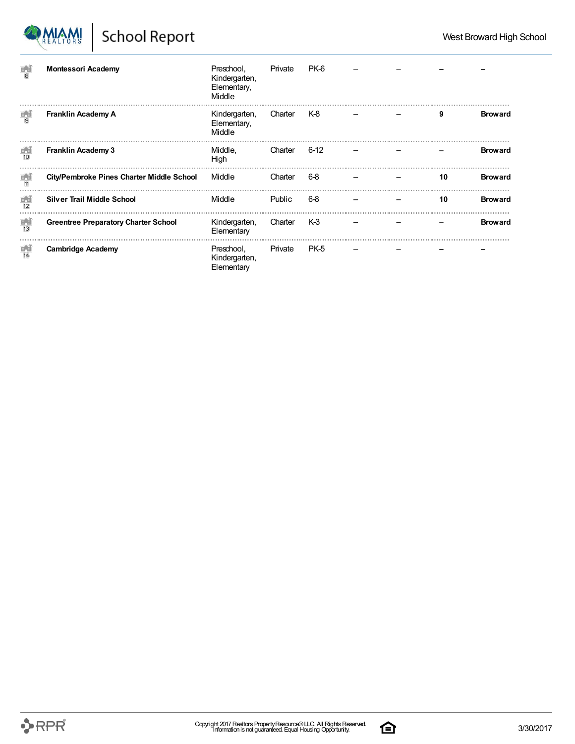| | | | | | | | | |
|---|---|---|---|---|---|---|---|---|
| 8 | **Montessori Academy** | Preschool, Kindergarten, Elementary, Middle | Private | PK-6 | – | – | – | – |
| 9 | **Franklin Academy A** | Kindergarten, Elementary, Middle | Charter | K-8 | – | – | **9** | **Broward** |
| 10 | **Franklin Academy 3** | Middle, High | Charter | 6-12 | – | – | – | **Broward** |
| 11 | **City/Pembroke Pines Charter Middle School** | Middle | Charter | 6-8 | – | – | **10** | **Broward** |
| 12 | **Silver Trail Middle School** | Middle | Public | 6-8 | – | – | **10** | **Broward** |
| 13 | **Greentree Preparatory Charter School** | Kindergarten, Elementary | Charter | K-3 | – | – | – | **Broward** |
| 14 | **Cambridge Academy** | Preschool, Kindergarten, Elementary | Private | PK-5 | – | – | – | – |